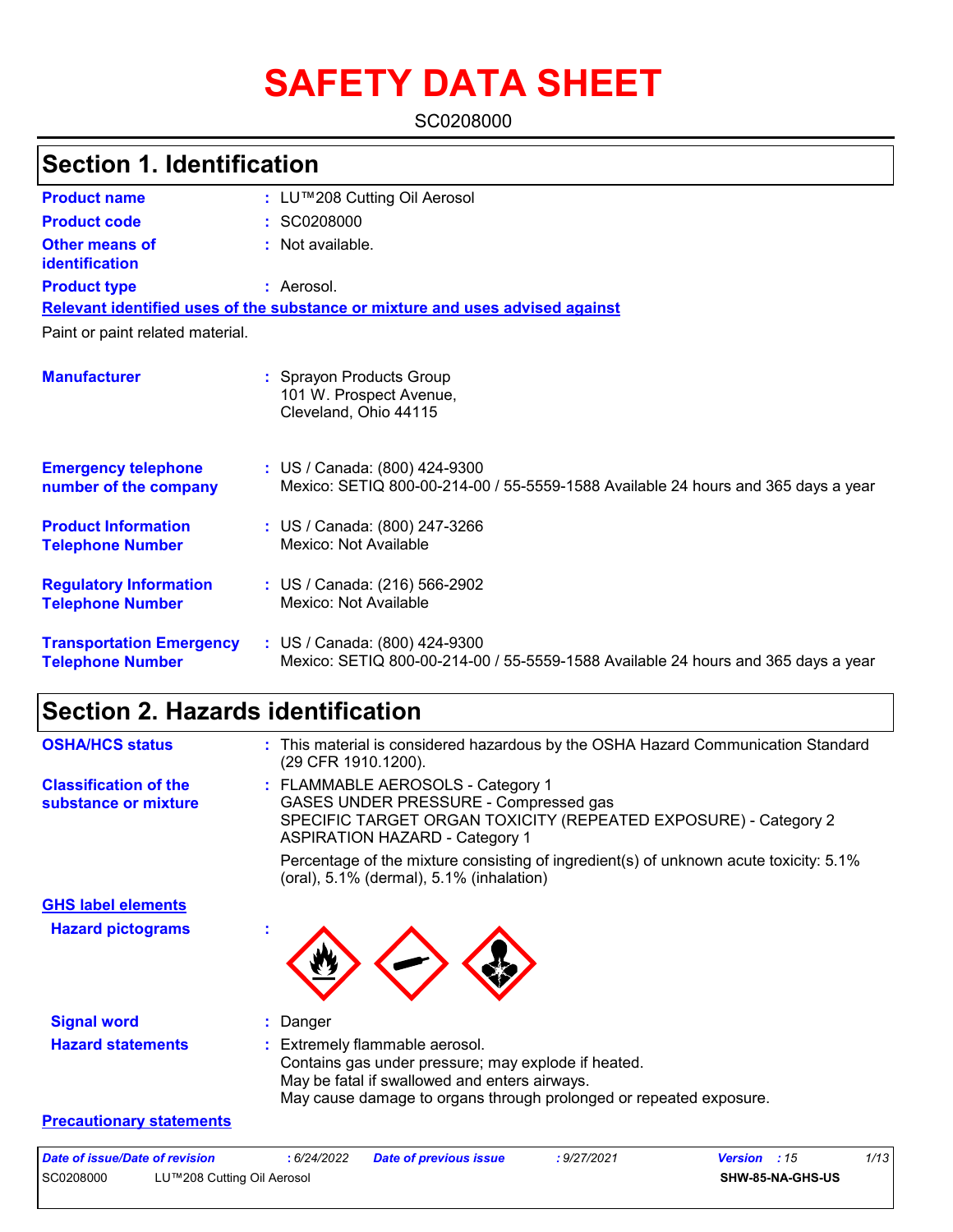# SAFETY DATA SHEET

SC0208000

## Section 1. Identification

**Product name** : LU™208 Cutting Oil Aerosol

**Product code** : SC0208000

**Other means of identification** : Not available.

**Product type** : Aerosol.

**Relevant identified uses of the substance or mixture and uses advised against**

Paint or paint related material.

**Manufacturer** : Sprayon Products Group
101 W. Prospect Avenue,
Cleveland, Ohio 44115

**Emergency telephone number of the company** : US / Canada: (800) 424-9300
Mexico: SETIQ 800-00-214-00 / 55-5559-1588 Available 24 hours and 365 days a year

**Product Information Telephone Number** : US / Canada: (800) 247-3266
Mexico: Not Available

**Regulatory Information Telephone Number** : US / Canada: (216) 566-2902
Mexico: Not Available

**Transportation Emergency Telephone Number** : US / Canada: (800) 424-9300
Mexico: SETIQ 800-00-214-00 / 55-5559-1588 Available 24 hours and 365 days a year

## Section 2. Hazards identification

**OSHA/HCS status** : This material is considered hazardous by the OSHA Hazard Communication Standard (29 CFR 1910.1200).

**Classification of the substance or mixture** : FLAMMABLE AEROSOLS - Category 1
GASES UNDER PRESSURE - Compressed gas
SPECIFIC TARGET ORGAN TOXICITY (REPEATED EXPOSURE) - Category 2
ASPIRATION HAZARD - Category 1

Percentage of the mixture consisting of ingredient(s) of unknown acute toxicity: 5.1% (oral), 5.1% (dermal), 5.1% (inhalation)

**GHS label elements**

**Hazard pictograms** :

**Signal word** : Danger

**Hazard statements** : Extremely flammable aerosol.
Contains gas under pressure; may explode if heated.
May be fatal if swallowed and enters airways.
May cause damage to organs through prolonged or repeated exposure.

**Precautionary statements**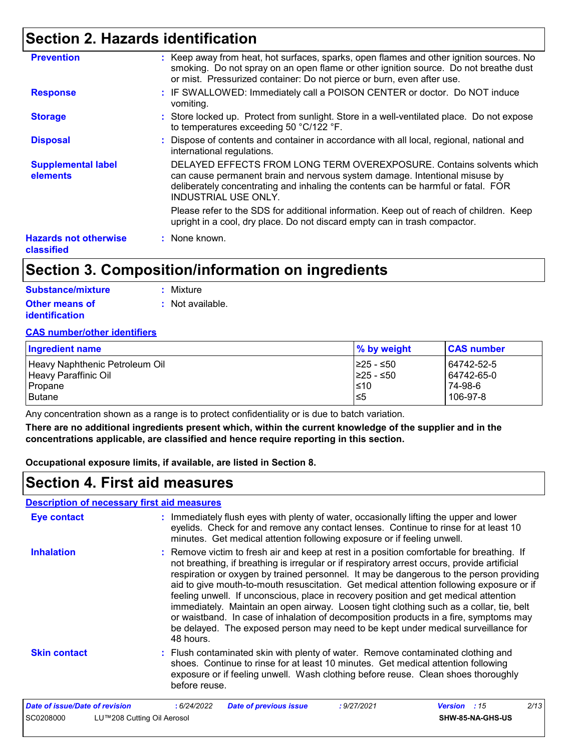## Section 2. Hazards identification

**Prevention** : Keep away from heat, hot surfaces, sparks, open flames and other ignition sources. No smoking. Do not spray on an open flame or other ignition source. Do not breathe dust or mist. Pressurized container: Do not pierce or burn, even after use.

**Response** : IF SWALLOWED: Immediately call a POISON CENTER or doctor. Do NOT induce vomiting.

**Storage** : Store locked up. Protect from sunlight. Store in a well-ventilated place. Do not expose to temperatures exceeding 50 °C/122 °F.

**Disposal** : Dispose of contents and container in accordance with all local, regional, national and international regulations.

**Supplemental label elements** DELAYED EFFECTS FROM LONG TERM OVEREXPOSURE. Contains solvents which can cause permanent brain and nervous system damage. Intentional misuse by deliberately concentrating and inhaling the contents can be harmful or fatal. FOR INDUSTRIAL USE ONLY.

Please refer to the SDS for additional information. Keep out of reach of children. Keep upright in a cool, dry place. Do not discard empty can in trash compactor.

**Hazards not otherwise classified** : None known.

## Section 3. Composition/information on ingredients

**Substance/mixture** : Mixture

**Other means of identification** : Not available.

**CAS number/other identifiers**

| Ingredient name | % by weight | CAS number |
|---|---|---|
| Heavy Naphthenic Petroleum Oil | ≥25 - ≤50 | 64742-52-5 |
| Heavy Paraffinic Oil | ≥25 - ≤50 | 64742-65-0 |
| Propane | ≤10 | 74-98-6 |
| Butane | ≤5 | 106-97-8 |

Any concentration shown as a range is to protect confidentiality or is due to batch variation.

**There are no additional ingredients present which, within the current knowledge of the supplier and in the concentrations applicable, are classified and hence require reporting in this section.**

**Occupational exposure limits, if available, are listed in Section 8.**

## Section 4. First aid measures

**Description of necessary first aid measures**

**Eye contact** : Immediately flush eyes with plenty of water, occasionally lifting the upper and lower eyelids. Check for and remove any contact lenses. Continue to rinse for at least 10 minutes. Get medical attention following exposure or if feeling unwell.

**Inhalation** : Remove victim to fresh air and keep at rest in a position comfortable for breathing. If not breathing, if breathing is irregular or if respiratory arrest occurs, provide artificial respiration or oxygen by trained personnel. It may be dangerous to the person providing aid to give mouth-to-mouth resuscitation. Get medical attention following exposure or if feeling unwell. If unconscious, place in recovery position and get medical attention immediately. Maintain an open airway. Loosen tight clothing such as a collar, tie, belt or waistband. In case of inhalation of decomposition products in a fire, symptoms may be delayed. The exposed person may need to be kept under medical surveillance for 48 hours.

**Skin contact** : Flush contaminated skin with plenty of water. Remove contaminated clothing and shoes. Continue to rinse for at least 10 minutes. Get medical attention following exposure or if feeling unwell. Wash clothing before reuse. Clean shoes thoroughly before reuse.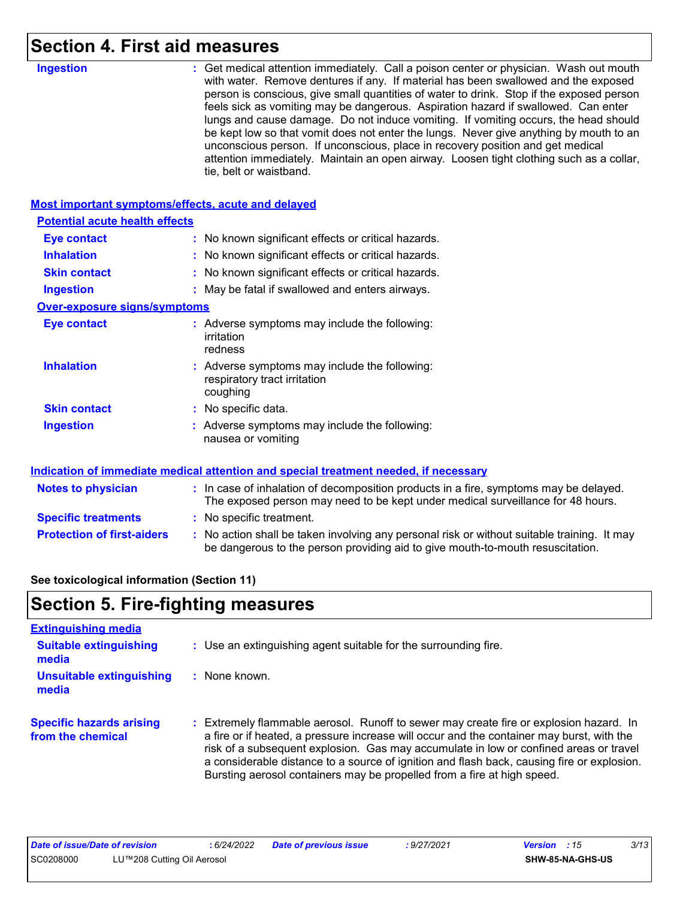# Section 4. First aid measures

**Ingestion** : Get medical attention immediately. Call a poison center or physician. Wash out mouth with water. Remove dentures if any. If material has been swallowed and the exposed person is conscious, give small quantities of water to drink. Stop if the exposed person feels sick as vomiting may be dangerous. Aspiration hazard if swallowed. Can enter lungs and cause damage. Do not induce vomiting. If vomiting occurs, the head should be kept low so that vomit does not enter the lungs. Never give anything by mouth to an unconscious person. If unconscious, place in recovery position and get medical attention immediately. Maintain an open airway. Loosen tight clothing such as a collar, tie, belt or waistband.

## Most important symptoms/effects, acute and delayed

### Potential acute health effects

**Eye contact** : No known significant effects or critical hazards.

**Inhalation** : No known significant effects or critical hazards.

**Skin contact** : No known significant effects or critical hazards.

**Ingestion** : May be fatal if swallowed and enters airways.

### Over-exposure signs/symptoms

**Eye contact** : Adverse symptoms may include the following:
irritation
redness

**Inhalation** : Adverse symptoms may include the following:
respiratory tract irritation
coughing

**Skin contact** : No specific data.

**Ingestion** : Adverse symptoms may include the following:
nausea or vomiting

## Indication of immediate medical attention and special treatment needed, if necessary

**Notes to physician** : In case of inhalation of decomposition products in a fire, symptoms may be delayed. The exposed person may need to be kept under medical surveillance for 48 hours.

**Specific treatments** : No specific treatment.

**Protection of first-aiders** : No action shall be taken involving any personal risk or without suitable training. It may be dangerous to the person providing aid to give mouth-to-mouth resuscitation.

**See toxicological information (Section 11)**

# Section 5. Fire-fighting measures

## Extinguishing media

**Suitable extinguishing media** : Use an extinguishing agent suitable for the surrounding fire.

**Unsuitable extinguishing media** : None known.

**Specific hazards arising from the chemical** : Extremely flammable aerosol. Runoff to sewer may create fire or explosion hazard. In a fire or if heated, a pressure increase will occur and the container may burst, with the risk of a subsequent explosion. Gas may accumulate in low or confined areas or travel a considerable distance to a source of ignition and flash back, causing fire or explosion. Bursting aerosol containers may be propelled from a fire at high speed.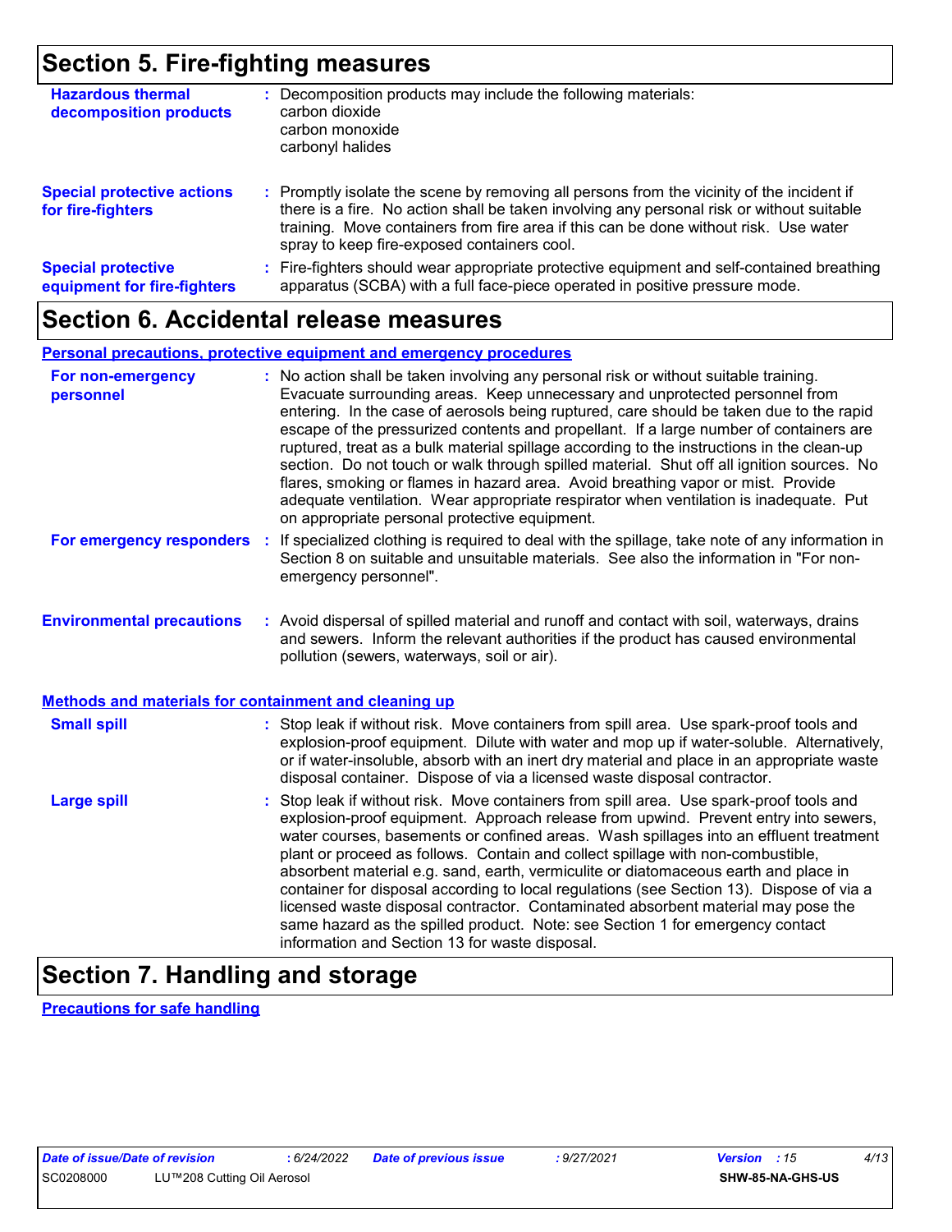## Section 5. Fire-fighting measures

| | |
|---|---|
| **Hazardous thermal decomposition products** | : Decomposition products may include the following materials: carbon dioxide carbon monoxide carbonyl halides |
| **Special protective actions for fire-fighters** | : Promptly isolate the scene by removing all persons from the vicinity of the incident if there is a fire. No action shall be taken involving any personal risk or without suitable training. Move containers from fire area if this can be done without risk. Use water spray to keep fire-exposed containers cool. |
| **Special protective equipment for fire-fighters** | : Fire-fighters should wear appropriate protective equipment and self-contained breathing apparatus (SCBA) with a full face-piece operated in positive pressure mode. |

## Section 6. Accidental release measures

**Personal precautions, protective equipment and emergency procedures**

| | |
|---|---|
| **For non-emergency personnel** | : No action shall be taken involving any personal risk or without suitable training. Evacuate surrounding areas. Keep unnecessary and unprotected personnel from entering. In the case of aerosols being ruptured, care should be taken due to the rapid escape of the pressurized contents and propellant. If a large number of containers are ruptured, treat as a bulk material spillage according to the instructions in the clean-up section. Do not touch or walk through spilled material. Shut off all ignition sources. No flares, smoking or flames in hazard area. Avoid breathing vapor or mist. Provide adequate ventilation. Wear appropriate respirator when ventilation is inadequate. Put on appropriate personal protective equipment. |
| **For emergency responders** | : If specialized clothing is required to deal with the spillage, take note of any information in Section 8 on suitable and unsuitable materials. See also the information in "For non-emergency personnel". |
| **Environmental precautions** | : Avoid dispersal of spilled material and runoff and contact with soil, waterways, drains and sewers. Inform the relevant authorities if the product has caused environmental pollution (sewers, waterways, soil or air). |

**Methods and materials for containment and cleaning up**

| | |
|---|---|
| **Small spill** | : Stop leak if without risk. Move containers from spill area. Use spark-proof tools and explosion-proof equipment. Dilute with water and mop up if water-soluble. Alternatively, or if water-insoluble, absorb with an inert dry material and place in an appropriate waste disposal container. Dispose of via a licensed waste disposal contractor. |
| **Large spill** | : Stop leak if without risk. Move containers from spill area. Use spark-proof tools and explosion-proof equipment. Approach release from upwind. Prevent entry into sewers, water courses, basements or confined areas. Wash spillages into an effluent treatment plant or proceed as follows. Contain and collect spillage with non-combustible, absorbent material e.g. sand, earth, vermiculite or diatomaceous earth and place in container for disposal according to local regulations (see Section 13). Dispose of via a licensed waste disposal contractor. Contaminated absorbent material may pose the same hazard as the spilled product. Note: see Section 1 for emergency contact information and Section 13 for waste disposal. |

## Section 7. Handling and storage

**Precautions for safe handling**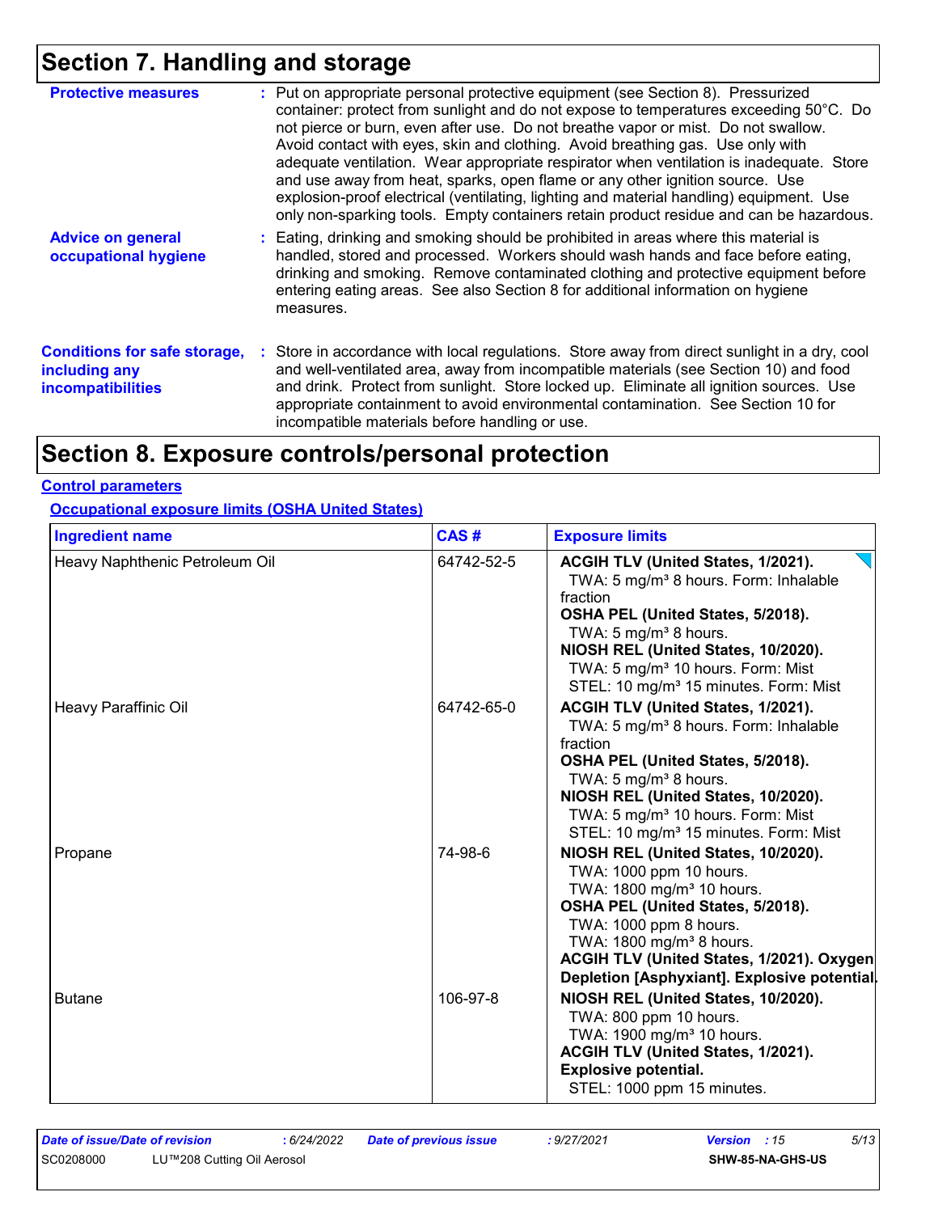# Section 7. Handling and storage

**Protective measures** : Put on appropriate personal protective equipment (see Section 8). Pressurized container: protect from sunlight and do not expose to temperatures exceeding 50°C. Do not pierce or burn, even after use. Do not breathe vapor or mist. Do not swallow. Avoid contact with eyes, skin and clothing. Avoid breathing gas. Use only with adequate ventilation. Wear appropriate respirator when ventilation is inadequate. Store and use away from heat, sparks, open flame or any other ignition source. Use explosion-proof electrical (ventilating, lighting and material handling) equipment. Use only non-sparking tools. Empty containers retain product residue and can be hazardous.

**Advice on general occupational hygiene** : Eating, drinking and smoking should be prohibited in areas where this material is handled, stored and processed. Workers should wash hands and face before eating, drinking and smoking. Remove contaminated clothing and protective equipment before entering eating areas. See also Section 8 for additional information on hygiene measures.

**Conditions for safe storage, including any incompatibilities** : Store in accordance with local regulations. Store away from direct sunlight in a dry, cool and well-ventilated area, away from incompatible materials (see Section 10) and food and drink. Protect from sunlight. Store locked up. Eliminate all ignition sources. Use appropriate containment to avoid environmental contamination. See Section 10 for incompatible materials before handling or use.

# Section 8. Exposure controls/personal protection

## Control parameters

### Occupational exposure limits (OSHA United States)

| Ingredient name | CAS # | Exposure limits |
|---|---|---|
| Heavy Naphthenic Petroleum Oil | 64742-52-5 | **ACGIH TLV (United States, 1/2021).**<br>TWA: 5 mg/m³ 8 hours. Form: Inhalable fraction<br>**OSHA PEL (United States, 5/2018).**<br>TWA: 5 mg/m³ 8 hours.<br>**NIOSH REL (United States, 10/2020).**<br>TWA: 5 mg/m³ 10 hours. Form: Mist<br>STEL: 10 mg/m³ 15 minutes. Form: Mist |
| Heavy Paraffinic Oil | 64742-65-0 | **ACGIH TLV (United States, 1/2021).**<br>TWA: 5 mg/m³ 8 hours. Form: Inhalable fraction<br>**OSHA PEL (United States, 5/2018).**<br>TWA: 5 mg/m³ 8 hours.<br>**NIOSH REL (United States, 10/2020).**<br>TWA: 5 mg/m³ 10 hours. Form: Mist<br>STEL: 10 mg/m³ 15 minutes. Form: Mist |
| Propane | 74-98-6 | **NIOSH REL (United States, 10/2020).**<br>TWA: 1000 ppm 10 hours.<br>TWA: 1800 mg/m³ 10 hours.<br>**OSHA PEL (United States, 5/2018).**<br>TWA: 1000 ppm 8 hours.<br>TWA: 1800 mg/m³ 8 hours.<br>**ACGIH TLV (United States, 1/2021). Oxygen Depletion [Asphyxiant]. Explosive potential.** |
| Butane | 106-97-8 | **NIOSH REL (United States, 10/2020).**<br>TWA: 800 ppm 10 hours.<br>TWA: 1900 mg/m³ 10 hours.<br>**ACGIH TLV (United States, 1/2021). Explosive potential.**<br>STEL: 1000 ppm 15 minutes. |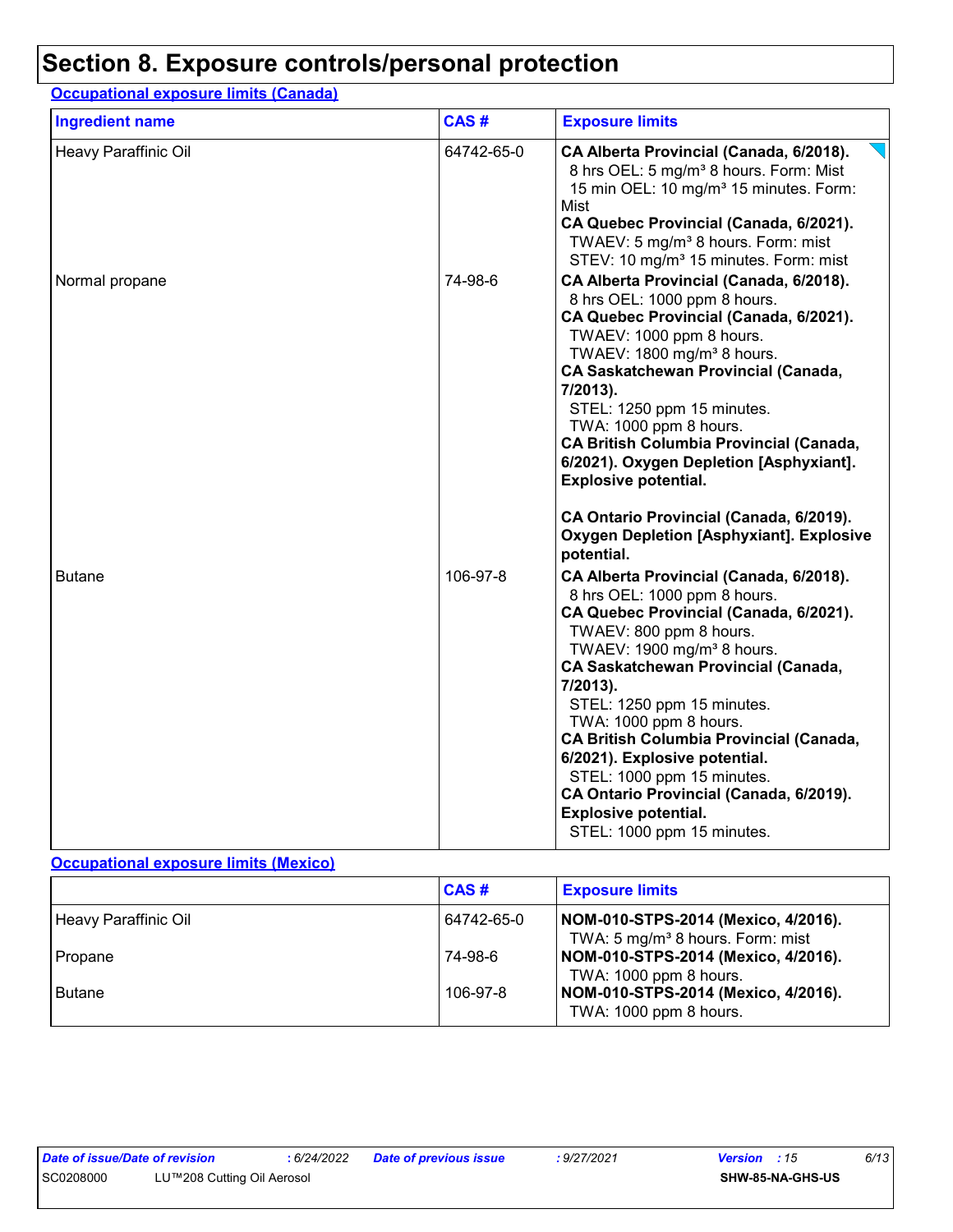# Section 8. Exposure controls/personal protection

**Occupational exposure limits (Canada)**

| Ingredient name | CAS # | Exposure limits |
|---|---|---|
| Heavy Paraffinic Oil | 64742-65-0 | **CA Alberta Provincial (Canada, 6/2018).**<br>8 hrs OEL: 5 mg/m³ 8 hours. Form: Mist<br>15 min OEL: 10 mg/m³ 15 minutes. Form: Mist<br>**CA Quebec Provincial (Canada, 6/2021).**<br>TWAEV: 5 mg/m³ 8 hours. Form: mist<br>STEV: 10 mg/m³ 15 minutes. Form: mist |
| Normal propane | 74-98-6 | **CA Alberta Provincial (Canada, 6/2018).**<br>8 hrs OEL: 1000 ppm 8 hours.<br>**CA Quebec Provincial (Canada, 6/2021).**<br>TWAEV: 1000 ppm 8 hours.<br>TWAEV: 1800 mg/m³ 8 hours.<br>**CA Saskatchewan Provincial (Canada, 7/2013).**<br>STEL: 1250 ppm 15 minutes.<br>TWA: 1000 ppm 8 hours.<br>**CA British Columbia Provincial (Canada, 6/2021). Oxygen Depletion [Asphyxiant]. Explosive potential.**<br>**CA Ontario Provincial (Canada, 6/2019). Oxygen Depletion [Asphyxiant]. Explosive potential.** |
| Butane | 106-97-8 | **CA Alberta Provincial (Canada, 6/2018).**<br>8 hrs OEL: 1000 ppm 8 hours.<br>**CA Quebec Provincial (Canada, 6/2021).**<br>TWAEV: 800 ppm 8 hours.<br>TWAEV: 1900 mg/m³ 8 hours.<br>**CA Saskatchewan Provincial (Canada, 7/2013).**<br>STEL: 1250 ppm 15 minutes.<br>TWA: 1000 ppm 8 hours.<br>**CA British Columbia Provincial (Canada, 6/2021). Explosive potential.**<br>STEL: 1000 ppm 15 minutes.<br>**CA Ontario Provincial (Canada, 6/2019). Explosive potential.**<br>STEL: 1000 ppm 15 minutes. |

**Occupational exposure limits (Mexico)**

| | CAS # | Exposure limits |
|---|---|---|
| Heavy Paraffinic Oil | 64742-65-0 | **NOM-010-STPS-2014 (Mexico, 4/2016).**<br>TWA: 5 mg/m³ 8 hours. Form: mist |
| Propane | 74-98-6 | **NOM-010-STPS-2014 (Mexico, 4/2016).**<br>TWA: 1000 ppm 8 hours. |
| Butane | 106-97-8 | **NOM-010-STPS-2014 (Mexico, 4/2016).**<br>TWA: 1000 ppm 8 hours. |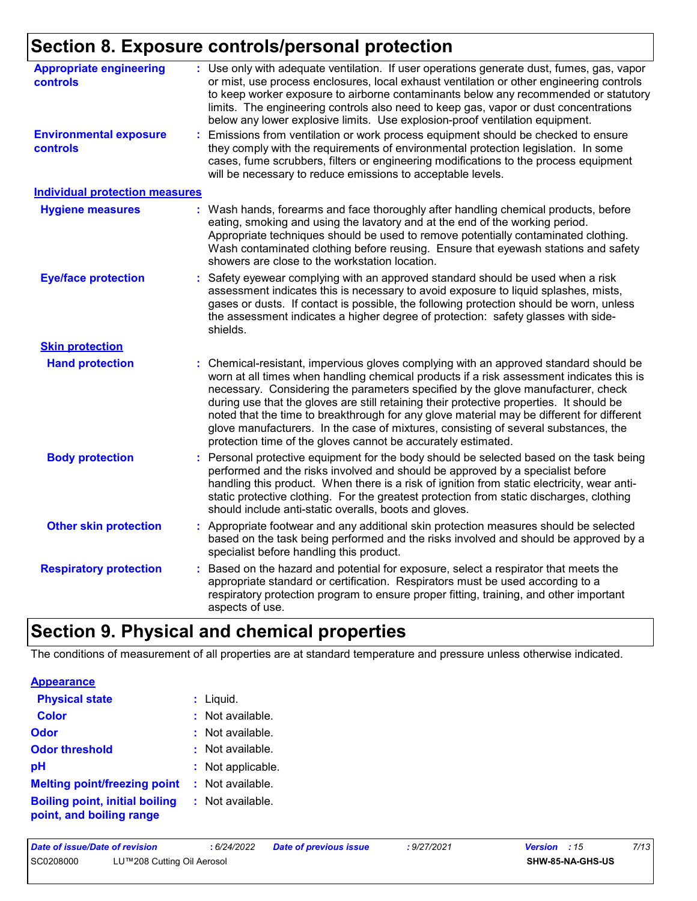## Section 8. Exposure controls/personal protection

**Appropriate engineering controls** : Use only with adequate ventilation. If user operations generate dust, fumes, gas, vapor or mist, use process enclosures, local exhaust ventilation or other engineering controls to keep worker exposure to airborne contaminants below any recommended or statutory limits. The engineering controls also need to keep gas, vapor or dust concentrations below any lower explosive limits. Use explosion-proof ventilation equipment.

**Environmental exposure controls** : Emissions from ventilation or work process equipment should be checked to ensure they comply with the requirements of environmental protection legislation. In some cases, fume scrubbers, filters or engineering modifications to the process equipment will be necessary to reduce emissions to acceptable levels.

### Individual protection measures

**Hygiene measures** : Wash hands, forearms and face thoroughly after handling chemical products, before eating, smoking and using the lavatory and at the end of the working period. Appropriate techniques should be used to remove potentially contaminated clothing. Wash contaminated clothing before reusing. Ensure that eyewash stations and safety showers are close to the workstation location.

**Eye/face protection** : Safety eyewear complying with an approved standard should be used when a risk assessment indicates this is necessary to avoid exposure to liquid splashes, mists, gases or dusts. If contact is possible, the following protection should be worn, unless the assessment indicates a higher degree of protection: safety glasses with side-shields.

#### Skin protection

**Hand protection** : Chemical-resistant, impervious gloves complying with an approved standard should be worn at all times when handling chemical products if a risk assessment indicates this is necessary. Considering the parameters specified by the glove manufacturer, check during use that the gloves are still retaining their protective properties. It should be noted that the time to breakthrough for any glove material may be different for different glove manufacturers. In the case of mixtures, consisting of several substances, the protection time of the gloves cannot be accurately estimated.

**Body protection** : Personal protective equipment for the body should be selected based on the task being performed and the risks involved and should be approved by a specialist before handling this product. When there is a risk of ignition from static electricity, wear anti-static protective clothing. For the greatest protection from static discharges, clothing should include anti-static overalls, boots and gloves.

**Other skin protection** : Appropriate footwear and any additional skin protection measures should be selected based on the task being performed and the risks involved and should be approved by a specialist before handling this product.

**Respiratory protection** : Based on the hazard and potential for exposure, select a respirator that meets the appropriate standard or certification. Respirators must be used according to a respiratory protection program to ensure proper fitting, training, and other important aspects of use.

## Section 9. Physical and chemical properties

The conditions of measurement of all properties are at standard temperature and pressure unless otherwise indicated.

### Appearance

**Physical state** : Liquid.

**Color** : Not available.

**Odor** : Not available.

**Odor threshold** : Not available.

**pH** : Not applicable.

**Melting point/freezing point** : Not available.

**Boiling point, initial boiling point, and boiling range** : Not available.

| Date of issue/Date of revision | : 6/24/2022 | Date of previous issue | : 9/27/2021 | Version : 15 |
|---|---|---|---|---|
| SC0208000 | LU™208 Cutting Oil Aerosol | | | SHW-85-NA-GHS-US |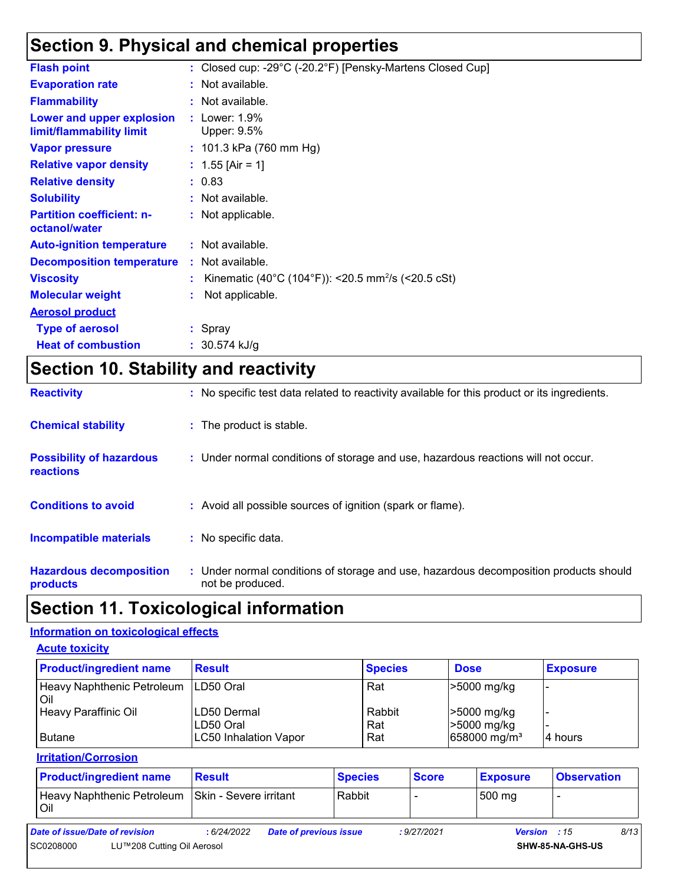# Section 9. Physical and chemical properties

| | |
|---|---|
| **Flash point** | : Closed cup: -29°C (-20.2°F) [Pensky-Martens Closed Cup] |
| **Evaporation rate** | : Not available. |
| **Flammability** | : Not available. |
| **Lower and upper explosion limit/flammability limit** | : Lower: 1.9%<br>Upper: 9.5% |
| **Vapor pressure** | : 101.3 kPa (760 mm Hg) |
| **Relative vapor density** | : 1.55 [Air = 1] |
| **Relative density** | : 0.83 |
| **Solubility** | : Not available. |
| **Partition coefficient: n-octanol/water** | : Not applicable. |
| **Auto-ignition temperature** | : Not available. |
| **Decomposition temperature** | : Not available. |
| **Viscosity** | : Kinematic (40°C (104°F)): <20.5 $mm^2/s$ (<20.5 cSt) |
| **Molecular weight** | : Not applicable. |

**Aerosol product**

| | |
|---|---|
| **Type of aerosol** | : Spray |
| **Heat of combustion** | : 30.574 kJ/g |

# Section 10. Stability and reactivity

| | |
|---|---|
| **Reactivity** | : No specific test data related to reactivity available for this product or its ingredients. |
| **Chemical stability** | : The product is stable. |
| **Possibility of hazardous reactions** | : Under normal conditions of storage and use, hazardous reactions will not occur. |
| **Conditions to avoid** | : Avoid all possible sources of ignition (spark or flame). |
| **Incompatible materials** | : No specific data. |
| **Hazardous decomposition products** | : Under normal conditions of storage and use, hazardous decomposition products should not be produced. |

# Section 11. Toxicological information

**Information on toxicological effects**

**Acute toxicity**

| Product/ingredient name | Result | Species | Dose | Exposure |
|---|---|---|---|---|
| Heavy Naphthenic Petroleum Oil | LD50 Oral | Rat | >5000 mg/kg | - |
| Heavy Paraffinic Oil | LD50 Dermal | Rabbit | >5000 mg/kg | - |
| | LD50 Oral | Rat | >5000 mg/kg | - |
| Butane | LC50 Inhalation Vapor | Rat | 658000 $mg/m^3$ | 4 hours |

**Irritation/Corrosion**

| Product/ingredient name | Result | Species | Score | Exposure | Observation |
|---|---|---|---|---|---|
| Heavy Naphthenic Petroleum Oil | Skin - Severe irritant | Rabbit | - | 500 mg | - |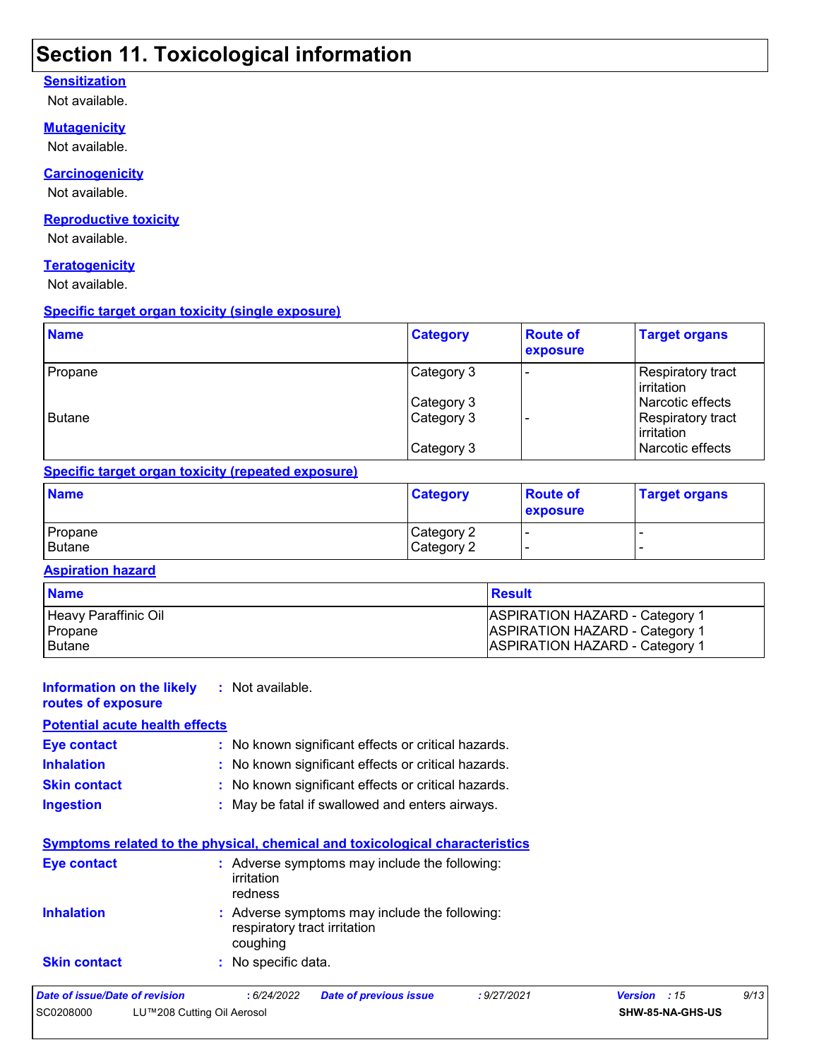# Section 11. Toxicological information

### Sensitization

Not available.

### Mutagenicity

Not available.

### Carcinogenicity

Not available.

### Reproductive toxicity

Not available.

### Teratogenicity

Not available.

### Specific target organ toxicity (single exposure)

| Name | Category | Route of exposure | Target organs |
|---|---|---|---|
| Propane | Category 3 | - | Respiratory tract irritation |
| | Category 3 | | Narcotic effects |
| Butane | Category 3 | - | Respiratory tract irritation |
| | Category 3 | | Narcotic effects |

### Specific target organ toxicity (repeated exposure)

| Name | Category | Route of exposure | Target organs |
|---|---|---|---|
| Propane | Category 2 | - | - |
| Butane | Category 2 | - | - |

### Aspiration hazard

| Name | Result |
|---|---|
| Heavy Paraffinic Oil | ASPIRATION HAZARD - Category 1 |
| Propane | ASPIRATION HAZARD - Category 1 |
| Butane | ASPIRATION HAZARD - Category 1 |

**Information on the likely routes of exposure** : Not available.

### Potential acute health effects

**Eye contact** : No known significant effects or critical hazards.

**Inhalation** : No known significant effects or critical hazards.

**Skin contact** : No known significant effects or critical hazards.

**Ingestion** : May be fatal if swallowed and enters airways.

### Symptoms related to the physical, chemical and toxicological characteristics

**Eye contact** : Adverse symptoms may include the following:
irritation
redness

**Inhalation** : Adverse symptoms may include the following:
respiratory tract irritation
coughing

**Skin contact** : No specific data.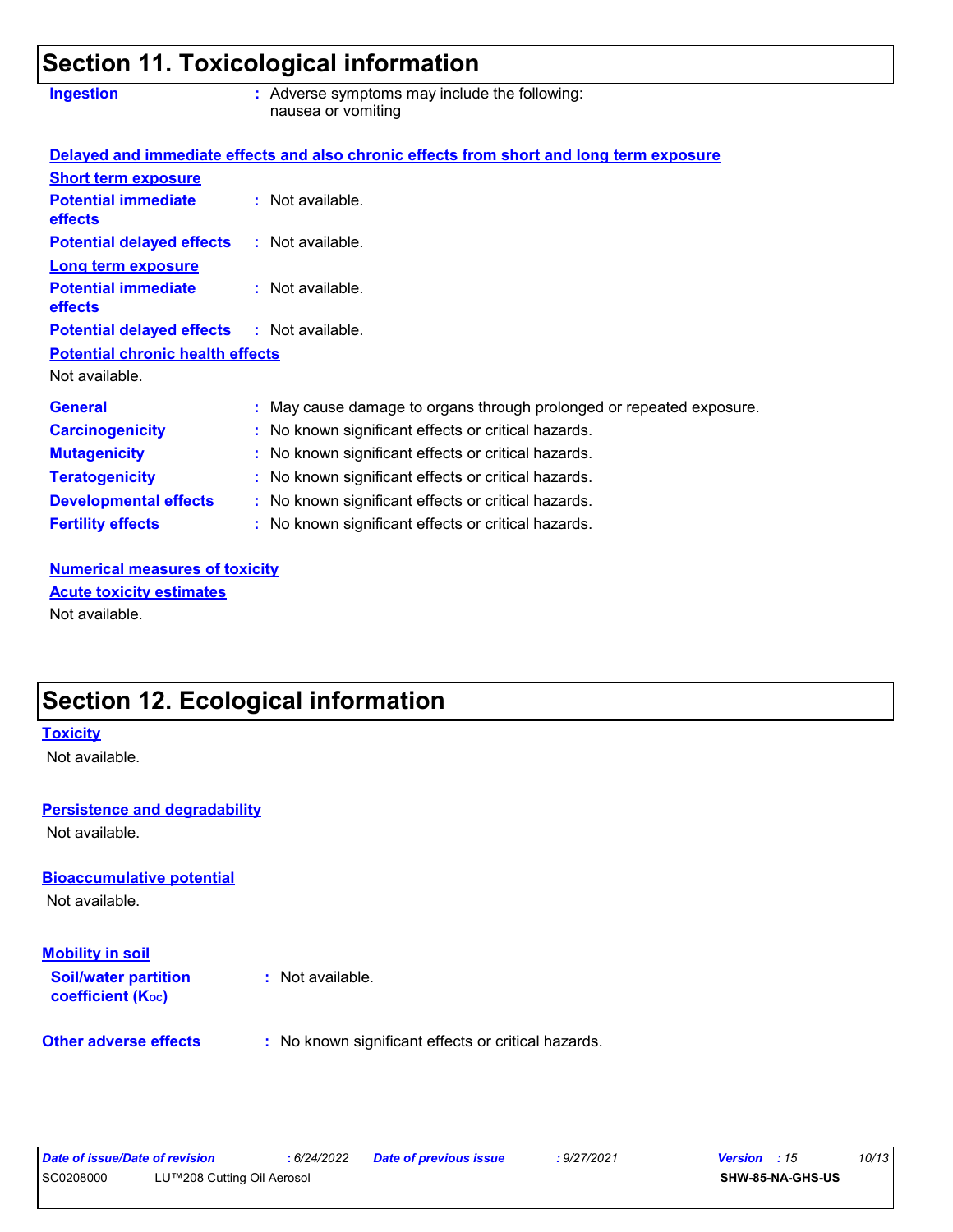## Section 11. Toxicological information

**Ingestion** : Adverse symptoms may include the following:
nausea or vomiting

**Delayed and immediate effects and also chronic effects from short and long term exposure**

**Short term exposure**

**Potential immediate effects** : Not available.

**Potential delayed effects** : Not available.

**Long term exposure**

**Potential immediate effects** : Not available.

**Potential delayed effects** : Not available.

**Potential chronic health effects**

Not available.

**General** : May cause damage to organs through prolonged or repeated exposure.

**Carcinogenicity** : No known significant effects or critical hazards.

**Mutagenicity** : No known significant effects or critical hazards.

**Teratogenicity** : No known significant effects or critical hazards.

**Developmental effects** : No known significant effects or critical hazards.

**Fertility effects** : No known significant effects or critical hazards.

**Numerical measures of toxicity**

**Acute toxicity estimates**

Not available.

## Section 12. Ecological information

**Toxicity**

Not available.

**Persistence and degradability**

Not available.

**Bioaccumulative potential**

Not available.

**Mobility in soil**

**Soil/water partition coefficient ($K_{OC}$)** : Not available.

**Other adverse effects** : No known significant effects or critical hazards.

| Date of issue/Date of revision | : 6/24/2022 | Date of previous issue | : 9/27/2021 | Version : 15 |
|---|---|---|---|---|
| SC0208000 | LU™208 Cutting Oil Aerosol | | | SHW-85-NA-GHS-US |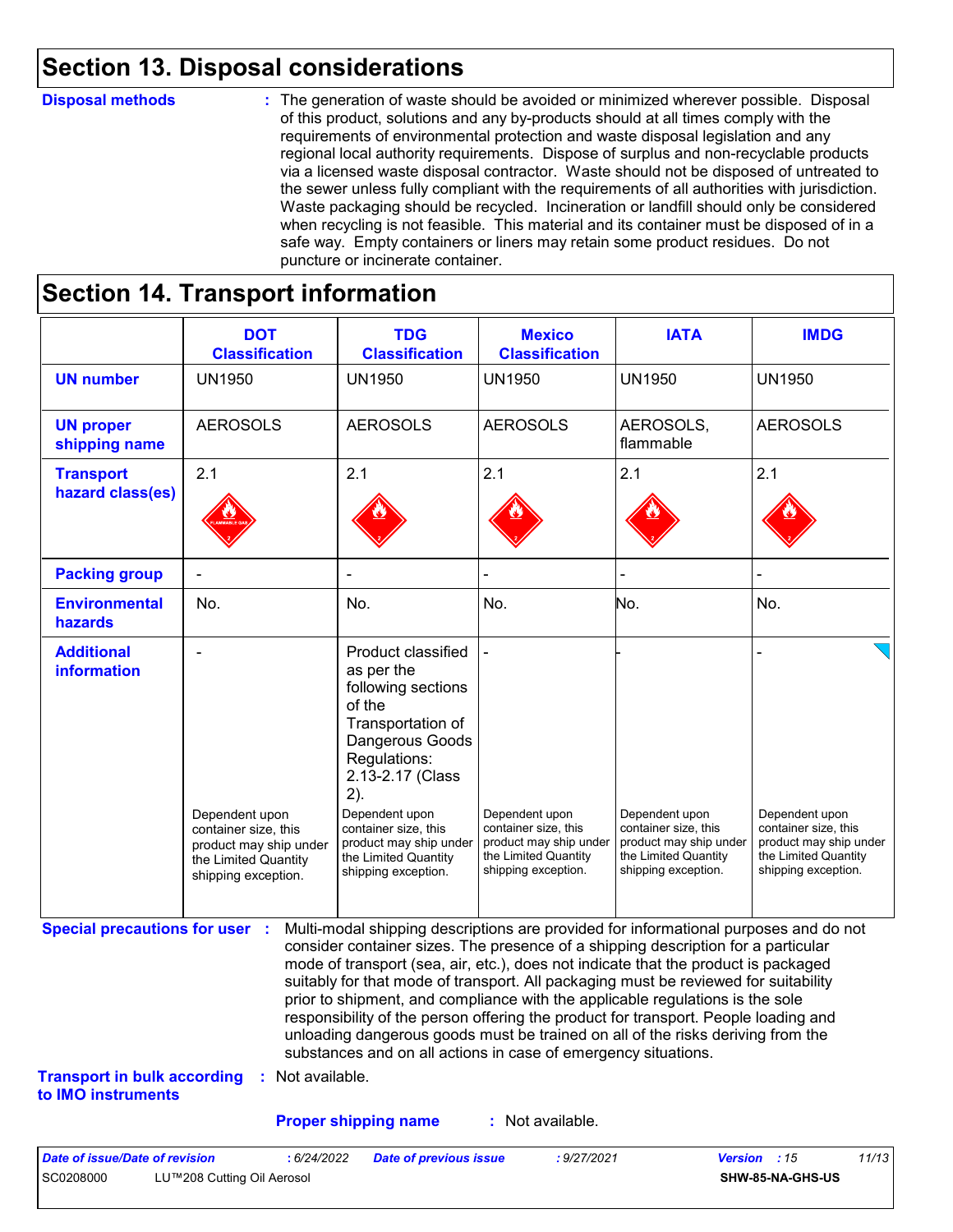## Section 13. Disposal considerations

**Disposal methods** : The generation of waste should be avoided or minimized wherever possible. Disposal of this product, solutions and any by-products should at all times comply with the requirements of environmental protection and waste disposal legislation and any regional local authority requirements. Dispose of surplus and non-recyclable products via a licensed waste disposal contractor. Waste should not be disposed of untreated to the sewer unless fully compliant with the requirements of all authorities with jurisdiction. Waste packaging should be recycled. Incineration or landfill should only be considered when recycling is not feasible. This material and its container must be disposed of in a safe way. Empty containers or liners may retain some product residues. Do not puncture or incinerate container.

## Section 14. Transport information

| | DOT Classification | TDG Classification | Mexico Classification | IATA | IMDG |
|---|---|---|---|---|---|
| **UN number** | UN1950 | UN1950 | UN1950 | UN1950 | UN1950 |
| **UN proper shipping name** | AEROSOLS | AEROSOLS | AEROSOLS | AEROSOLS, flammable | AEROSOLS |
| **Transport hazard class(es)** | 2.1 | 2.1 | 2.1 | 2.1 | 2.1 |
| **Packing group** | - | - | - | - | - |
| **Environmental hazards** | No. | No. | No. | No. | No. |
| **Additional information** | - Dependent upon container size, this product may ship under the Limited Quantity shipping exception. | Product classified as per the following sections of the Transportation of Dangerous Goods Regulations: 2.13-2.17 (Class 2). Dependent upon container size, this product may ship under the Limited Quantity shipping exception. | - Dependent upon container size, this product may ship under the Limited Quantity shipping exception. | - Dependent upon container size, this product may ship under the Limited Quantity shipping exception. | - Dependent upon container size, this product may ship under the Limited Quantity shipping exception. |

**Special precautions for user** : Multi-modal shipping descriptions are provided for informational purposes and do not consider container sizes. The presence of a shipping description for a particular mode of transport (sea, air, etc.), does not indicate that the product is packaged suitably for that mode of transport. All packaging must be reviewed for suitability prior to shipment, and compliance with the applicable regulations is the sole responsibility of the person offering the product for transport. People loading and unloading dangerous goods must be trained on all of the risks deriving from the substances and on all actions in case of emergency situations.

**Transport in bulk according to IMO instruments** : Not available.

**Proper shipping name** : Not available.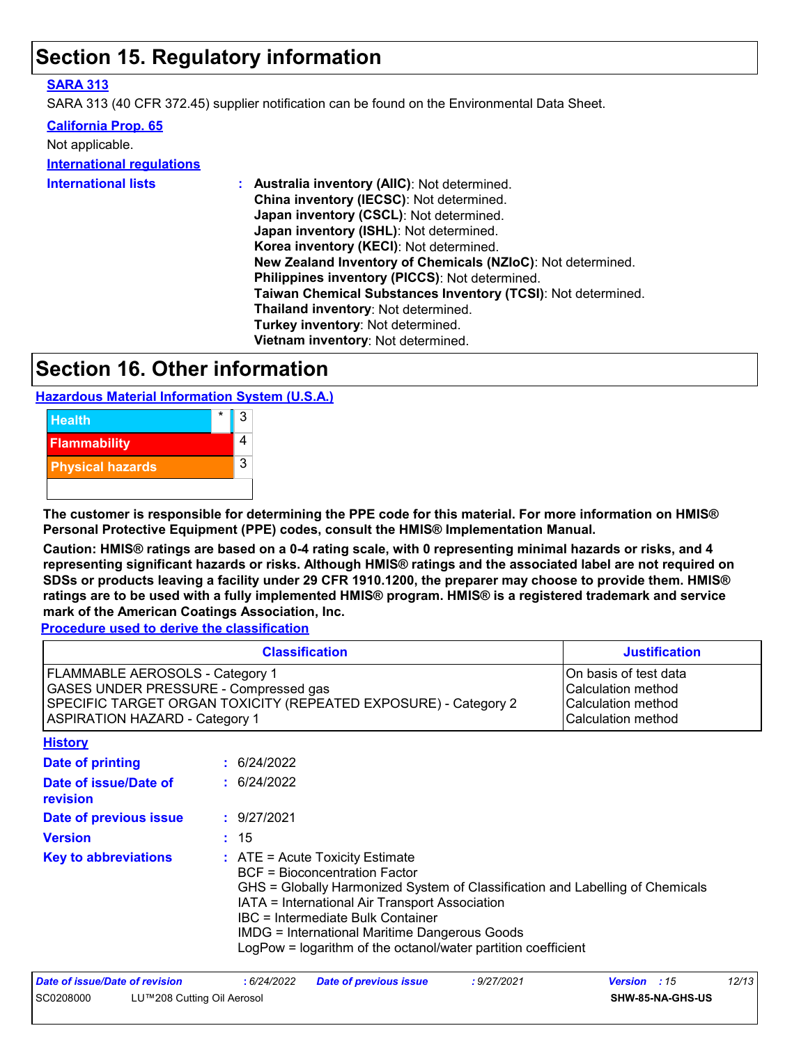# Section 15. Regulatory information

**SARA 313**

SARA 313 (40 CFR 372.45) supplier notification can be found on the Environmental Data Sheet.

**California Prop. 65**

Not applicable.

**International regulations**

**International lists** :
**Australia inventory (AIIC)**: Not determined.
**China inventory (IECSC)**: Not determined.
**Japan inventory (CSCL)**: Not determined.
**Japan inventory (ISHL)**: Not determined.
**Korea inventory (KECI)**: Not determined.
**New Zealand Inventory of Chemicals (NZIoC)**: Not determined.
**Philippines inventory (PICCS)**: Not determined.
**Taiwan Chemical Substances Inventory (TCSI)**: Not determined.
**Thailand inventory**: Not determined.
**Turkey inventory**: Not determined.
**Vietnam inventory**: Not determined.

# Section 16. Other information

**Hazardous Material Information System (U.S.A.)**

| | | |
|---|---|---|
| Health | * | 3 |
| Flammability | | 4 |
| Physical hazards | | 3 |

**The customer is responsible for determining the PPE code for this material. For more information on HMIS® Personal Protective Equipment (PPE) codes, consult the HMIS® Implementation Manual.**

**Caution: HMIS® ratings are based on a 0-4 rating scale, with 0 representing minimal hazards or risks, and 4 representing significant hazards or risks. Although HMIS® ratings and the associated label are not required on SDSs or products leaving a facility under 29 CFR 1910.1200, the preparer may choose to provide them. HMIS® ratings are to be used with a fully implemented HMIS® program. HMIS® is a registered trademark and service mark of the American Coatings Association, Inc.**

**Procedure used to derive the classification**

| Classification | Justification |
|---|---|
| FLAMMABLE AEROSOLS - Category 1 | On basis of test data |
| GASES UNDER PRESSURE - Compressed gas | Calculation method |
| SPECIFIC TARGET ORGAN TOXICITY (REPEATED EXPOSURE) - Category 2 | Calculation method |
| ASPIRATION HAZARD - Category 1 | Calculation method |

**History**

**Date of printing** : 6/24/2022

**Date of issue/Date of revision** : 6/24/2022

**Date of previous issue** : 9/27/2021

**Version** : 15

**Key to abbreviations** :
ATE = Acute Toxicity Estimate
BCF = Bioconcentration Factor
GHS = Globally Harmonized System of Classification and Labelling of Chemicals
IATA = International Air Transport Association
IBC = Intermediate Bulk Container
IMDG = International Maritime Dangerous Goods
LogPow = logarithm of the octanol/water partition coefficient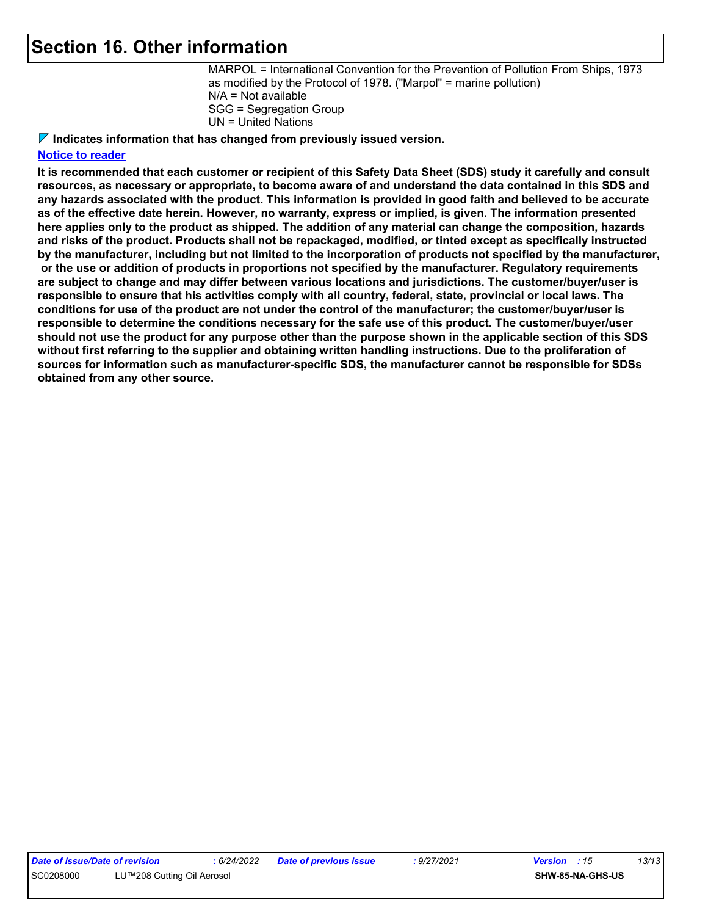# Section 16. Other information

MARPOL = International Convention for the Prevention of Pollution From Ships, 1973 as modified by the Protocol of 1978. ("Marpol" = marine pollution)
N/A = Not available
SGG = Segregation Group
UN = United Nations

**Indicates information that has changed from previously issued version.**

**Notice to reader**

**It is recommended that each customer or recipient of this Safety Data Sheet (SDS) study it carefully and consult resources, as necessary or appropriate, to become aware of and understand the data contained in this SDS and any hazards associated with the product. This information is provided in good faith and believed to be accurate as of the effective date herein. However, no warranty, express or implied, is given. The information presented here applies only to the product as shipped. The addition of any material can change the composition, hazards and risks of the product. Products shall not be repackaged, modified, or tinted except as specifically instructed by the manufacturer, including but not limited to the incorporation of products not specified by the manufacturer, or the use or addition of products in proportions not specified by the manufacturer. Regulatory requirements are subject to change and may differ between various locations and jurisdictions. The customer/buyer/user is responsible to ensure that his activities comply with all country, federal, state, provincial or local laws. The conditions for use of the product are not under the control of the manufacturer; the customer/buyer/user is responsible to determine the conditions necessary for the safe use of this product. The customer/buyer/user should not use the product for any purpose other than the purpose shown in the applicable section of this SDS without first referring to the supplier and obtaining written handling instructions. Due to the proliferation of sources for information such as manufacturer-specific SDS, the manufacturer cannot be responsible for SDSs obtained from any other source.**